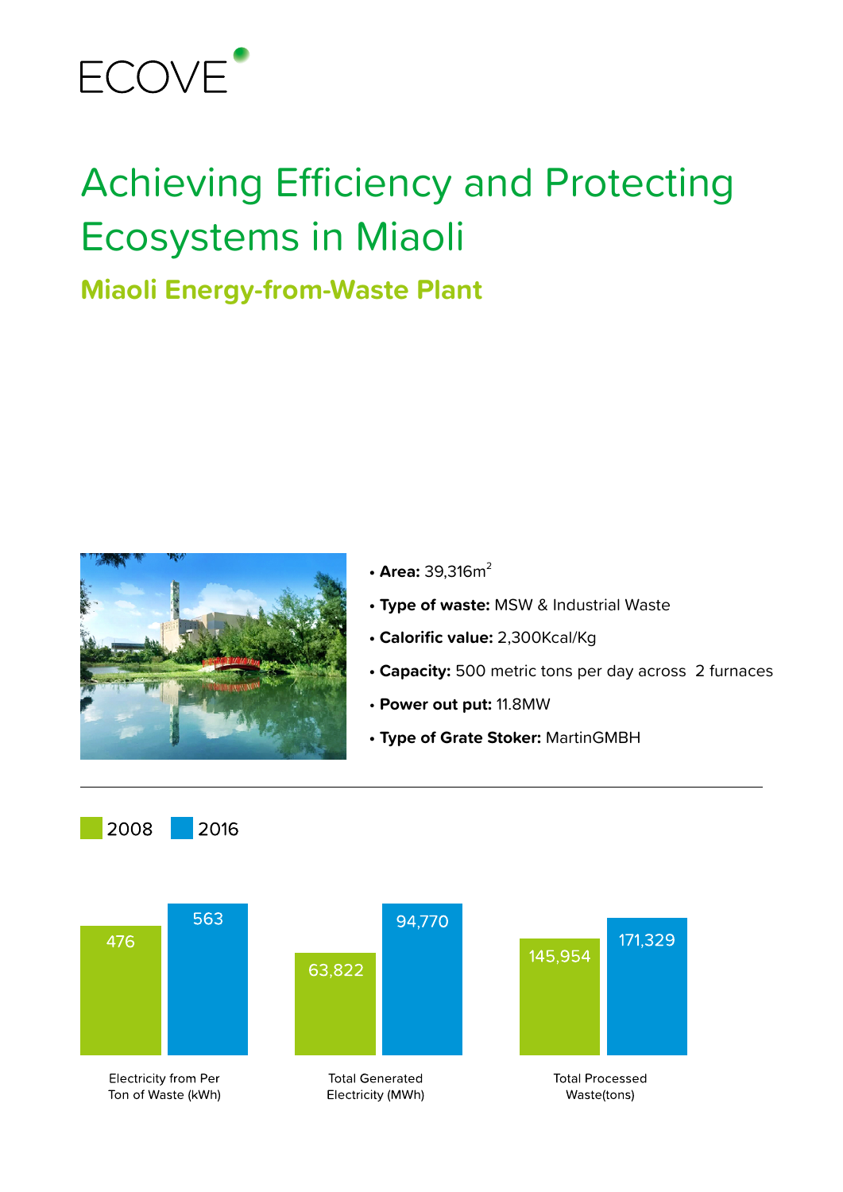ECOVE

# Achieving Efficiency and Protecting Ecosystems in Miaoli

## Miaoli Energy-from-Waste Plant

- **Area:** 39,316m$^2$
- **Type of waste:** MSW & Industrial Waste
- **Calorific value:** 2,300Kcal/Kg
- **Capacity:** 500 metric tons per day across 2 furnaces
- **Power out put:** 11.8MW
- **Type of Grate Stoker:** MartinGMBH

| | 2008 | 2016 |
| --- | --- | --- |
| Electricity from Per Ton of Waste (kWh) | 476 | 563 |
| Total Generated Electricity (MWh) | 63,822 | 94,770 |
| Total Processed Waste(tons) | 145,954 | 171,329 |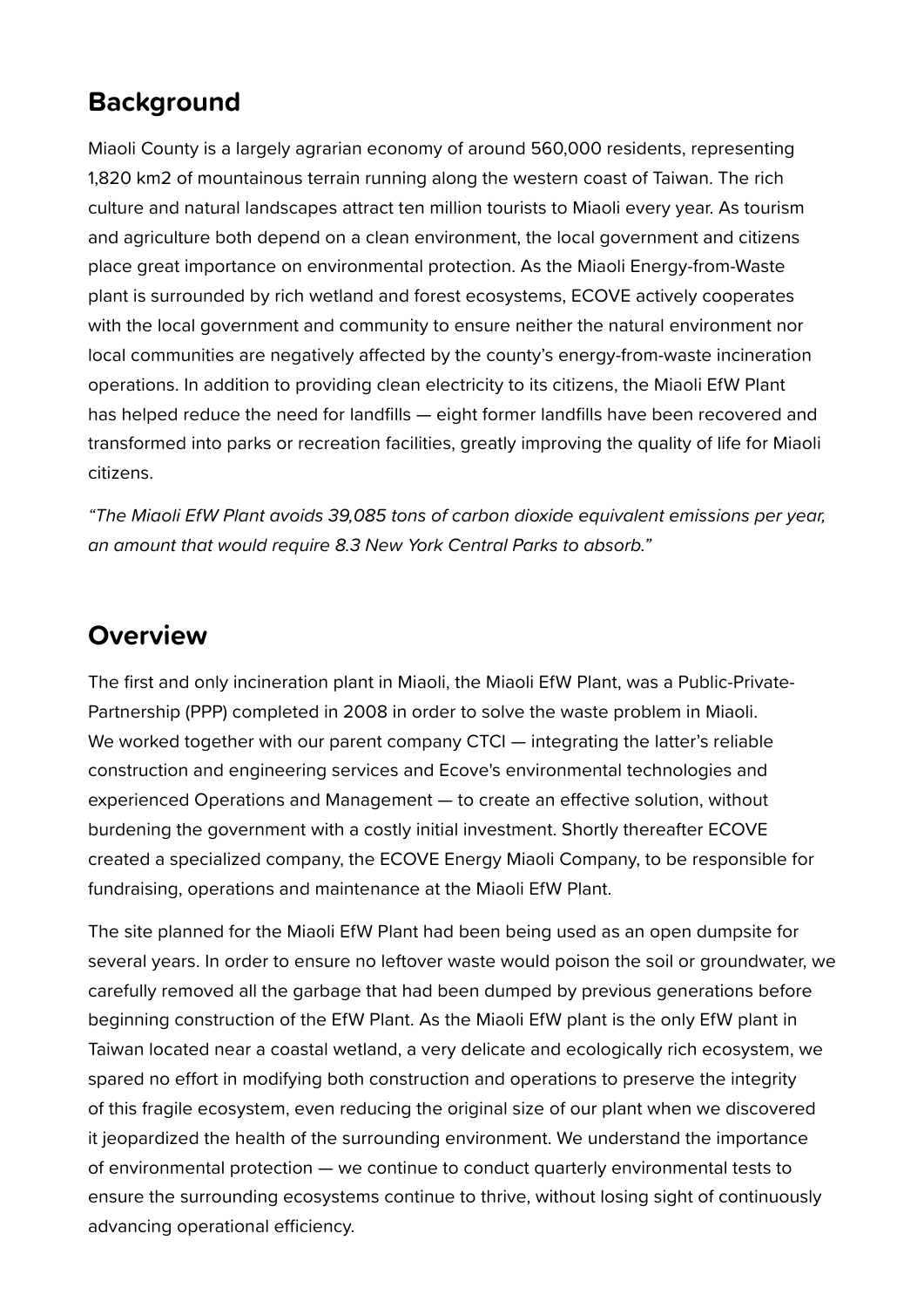## Background

Miaoli County is a largely agrarian economy of around 560,000 residents, representing 1,820 km2 of mountainous terrain running along the western coast of Taiwan. The rich culture and natural landscapes attract ten million tourists to Miaoli every year. As tourism and agriculture both depend on a clean environment, the local government and citizens place great importance on environmental protection. As the Miaoli Energy-from-Waste plant is surrounded by rich wetland and forest ecosystems, ECOVE actively cooperates with the local government and community to ensure neither the natural environment nor local communities are negatively affected by the county's energy-from-waste incineration operations. In addition to providing clean electricity to its citizens, the Miaoli EfW Plant has helped reduce the need for landfills — eight former landfills have been recovered and transformed into parks or recreation facilities, greatly improving the quality of life for Miaoli citizens.

*"The Miaoli EfW Plant avoids 39,085 tons of carbon dioxide equivalent emissions per year, an amount that would require 8.3 New York Central Parks to absorb."*

## Overview

The first and only incineration plant in Miaoli, the Miaoli EfW Plant, was a Public-Private-Partnership (PPP) completed in 2008 in order to solve the waste problem in Miaoli. We worked together with our parent company CTCI — integrating the latter's reliable construction and engineering services and Ecove's environmental technologies and experienced Operations and Management — to create an effective solution, without burdening the government with a costly initial investment. Shortly thereafter ECOVE created a specialized company, the ECOVE Energy Miaoli Company, to be responsible for fundraising, operations and maintenance at the Miaoli EfW Plant.

The site planned for the Miaoli EfW Plant had been being used as an open dumpsite for several years. In order to ensure no leftover waste would poison the soil or groundwater, we carefully removed all the garbage that had been dumped by previous generations before beginning construction of the EfW Plant. As the Miaoli EfW plant is the only EfW plant in Taiwan located near a coastal wetland, a very delicate and ecologically rich ecosystem, we spared no effort in modifying both construction and operations to preserve the integrity of this fragile ecosystem, even reducing the original size of our plant when we discovered it jeopardized the health of the surrounding environment. We understand the importance of environmental protection — we continue to conduct quarterly environmental tests to ensure the surrounding ecosystems continue to thrive, without losing sight of continuously advancing operational efficiency.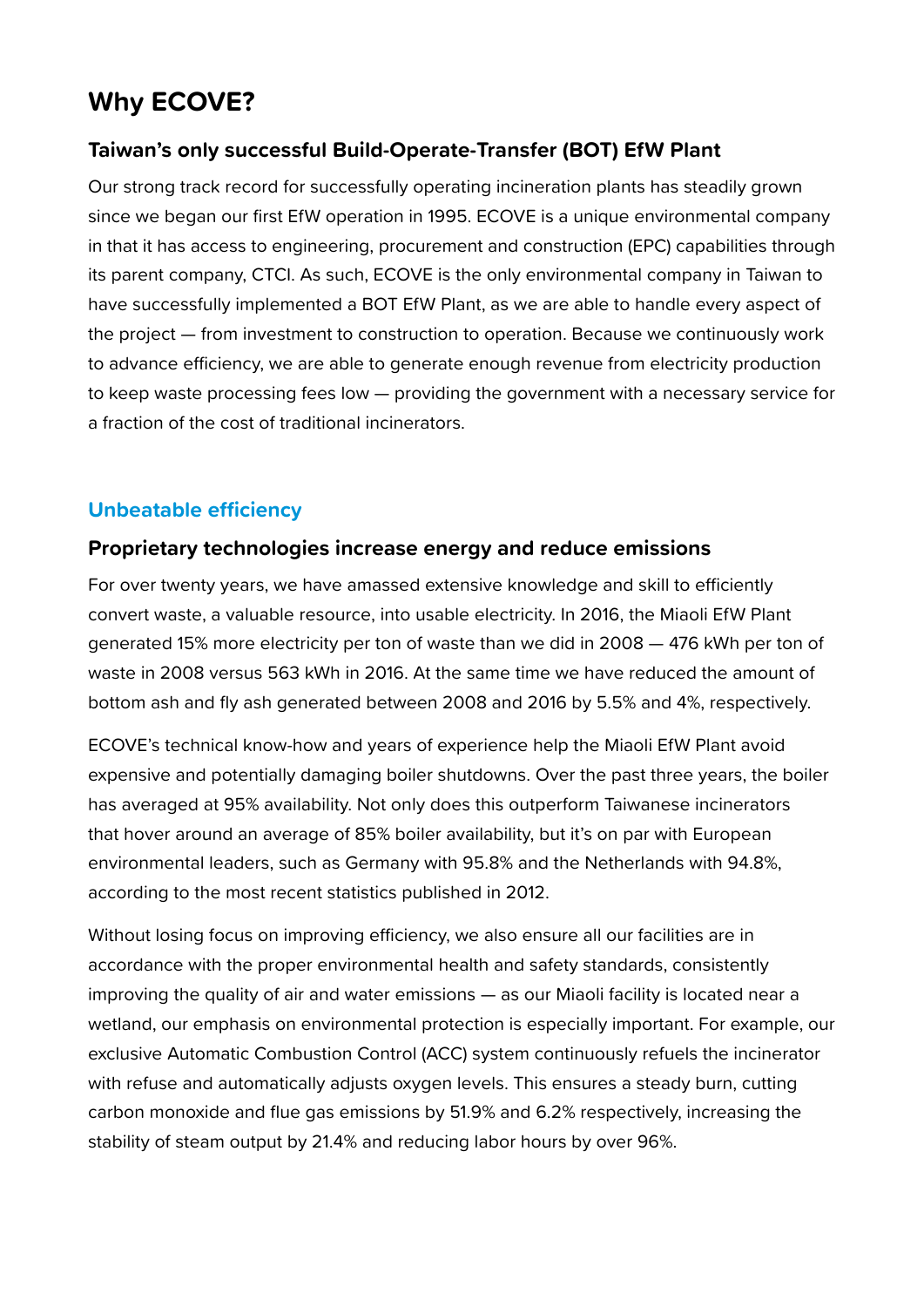# Why ECOVE?

### Taiwan's only successful Build-Operate-Transfer (BOT) EfW Plant

Our strong track record for successfully operating incineration plants has steadily grown since we began our first EfW operation in 1995. ECOVE is a unique environmental company in that it has access to engineering, procurement and construction (EPC) capabilities through its parent company, CTCI. As such, ECOVE is the only environmental company in Taiwan to have successfully implemented a BOT EfW Plant, as we are able to handle every aspect of the project — from investment to construction to operation. Because we continuously work to advance efficiency, we are able to generate enough revenue from electricity production to keep waste processing fees low — providing the government with a necessary service for a fraction of the cost of traditional incinerators.

## Unbeatable efficiency

### Proprietary technologies increase energy and reduce emissions

For over twenty years, we have amassed extensive knowledge and skill to efficiently convert waste, a valuable resource, into usable electricity. In 2016, the Miaoli EfW Plant generated 15% more electricity per ton of waste than we did in 2008 — 476 kWh per ton of waste in 2008 versus 563 kWh in 2016. At the same time we have reduced the amount of bottom ash and fly ash generated between 2008 and 2016 by 5.5% and 4%, respectively.

ECOVE's technical know-how and years of experience help the Miaoli EfW Plant avoid expensive and potentially damaging boiler shutdowns. Over the past three years, the boiler has averaged at 95% availability. Not only does this outperform Taiwanese incinerators that hover around an average of 85% boiler availability, but it's on par with European environmental leaders, such as Germany with 95.8% and the Netherlands with 94.8%, according to the most recent statistics published in 2012.

Without losing focus on improving efficiency, we also ensure all our facilities are in accordance with the proper environmental health and safety standards, consistently improving the quality of air and water emissions — as our Miaoli facility is located near a wetland, our emphasis on environmental protection is especially important. For example, our exclusive Automatic Combustion Control (ACC) system continuously refuels the incinerator with refuse and automatically adjusts oxygen levels. This ensures a steady burn, cutting carbon monoxide and flue gas emissions by 51.9% and 6.2% respectively, increasing the stability of steam output by 21.4% and reducing labor hours by over 96%.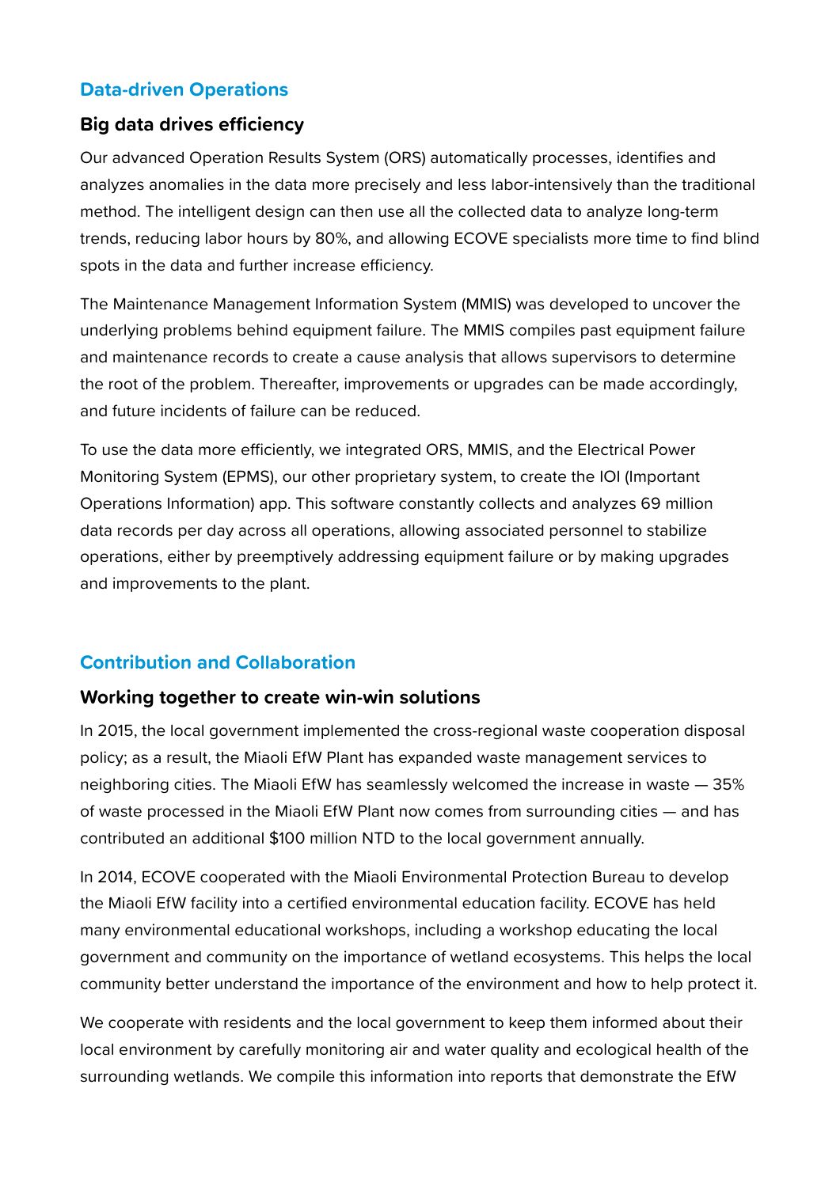## Data-driven Operations

### Big data drives efficiency

Our advanced Operation Results System (ORS) automatically processes, identifies and analyzes anomalies in the data more precisely and less labor-intensively than the traditional method. The intelligent design can then use all the collected data to analyze long-term trends, reducing labor hours by 80%, and allowing ECOVE specialists more time to find blind spots in the data and further increase efficiency.

The Maintenance Management Information System (MMIS) was developed to uncover the underlying problems behind equipment failure. The MMIS compiles past equipment failure and maintenance records to create a cause analysis that allows supervisors to determine the root of the problem. Thereafter, improvements or upgrades can be made accordingly, and future incidents of failure can be reduced.

To use the data more efficiently, we integrated ORS, MMIS, and the Electrical Power Monitoring System (EPMS), our other proprietary system, to create the IOI (Important Operations Information) app. This software constantly collects and analyzes 69 million data records per day across all operations, allowing associated personnel to stabilize operations, either by preemptively addressing equipment failure or by making upgrades and improvements to the plant.

## Contribution and Collaboration

### Working together to create win-win solutions

In 2015, the local government implemented the cross-regional waste cooperation disposal policy; as a result, the Miaoli EfW Plant has expanded waste management services to neighboring cities. The Miaoli EfW has seamlessly welcomed the increase in waste — 35% of waste processed in the Miaoli EfW Plant now comes from surrounding cities — and has contributed an additional $100 million NTD to the local government annually.

In 2014, ECOVE cooperated with the Miaoli Environmental Protection Bureau to develop the Miaoli EfW facility into a certified environmental education facility. ECOVE has held many environmental educational workshops, including a workshop educating the local government and community on the importance of wetland ecosystems. This helps the local community better understand the importance of the environment and how to help protect it.

We cooperate with residents and the local government to keep them informed about their local environment by carefully monitoring air and water quality and ecological health of the surrounding wetlands. We compile this information into reports that demonstrate the EfW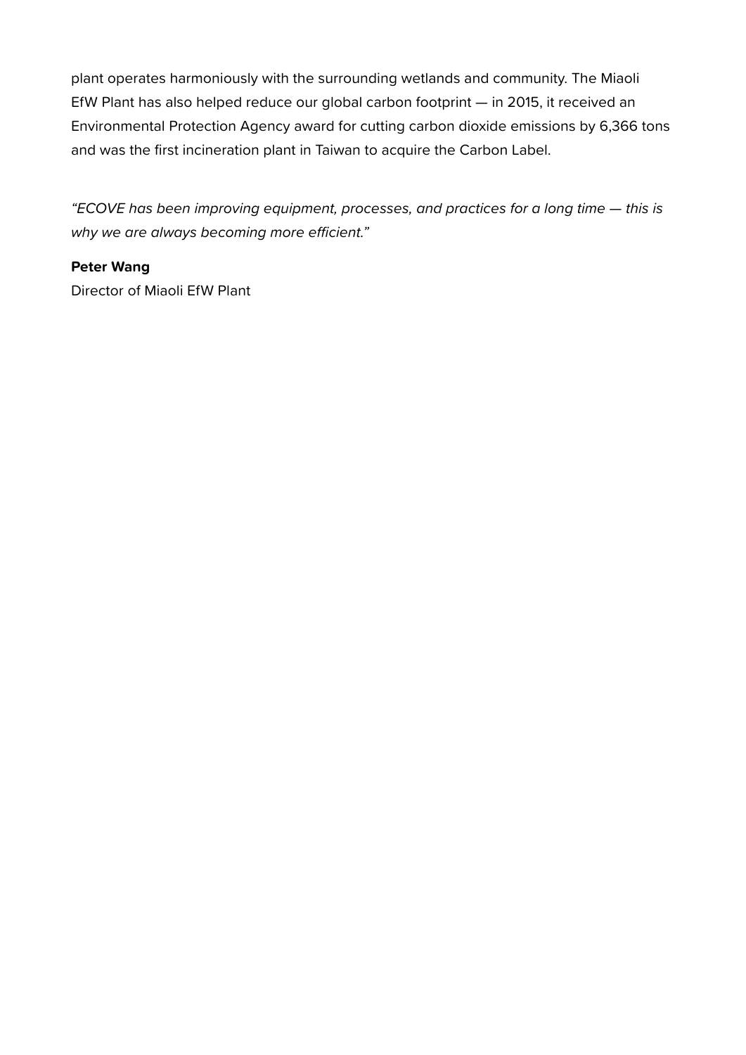plant operates harmoniously with the surrounding wetlands and community. The Miaoli EfW Plant has also helped reduce our global carbon footprint — in 2015, it received an Environmental Protection Agency award for cutting carbon dioxide emissions by 6,366 tons and was the first incineration plant in Taiwan to acquire the Carbon Label.

*"ECOVE has been improving equipment, processes, and practices for a long time — this is why we are always becoming more efficient."*

**Peter Wang**
Director of Miaoli EfW Plant